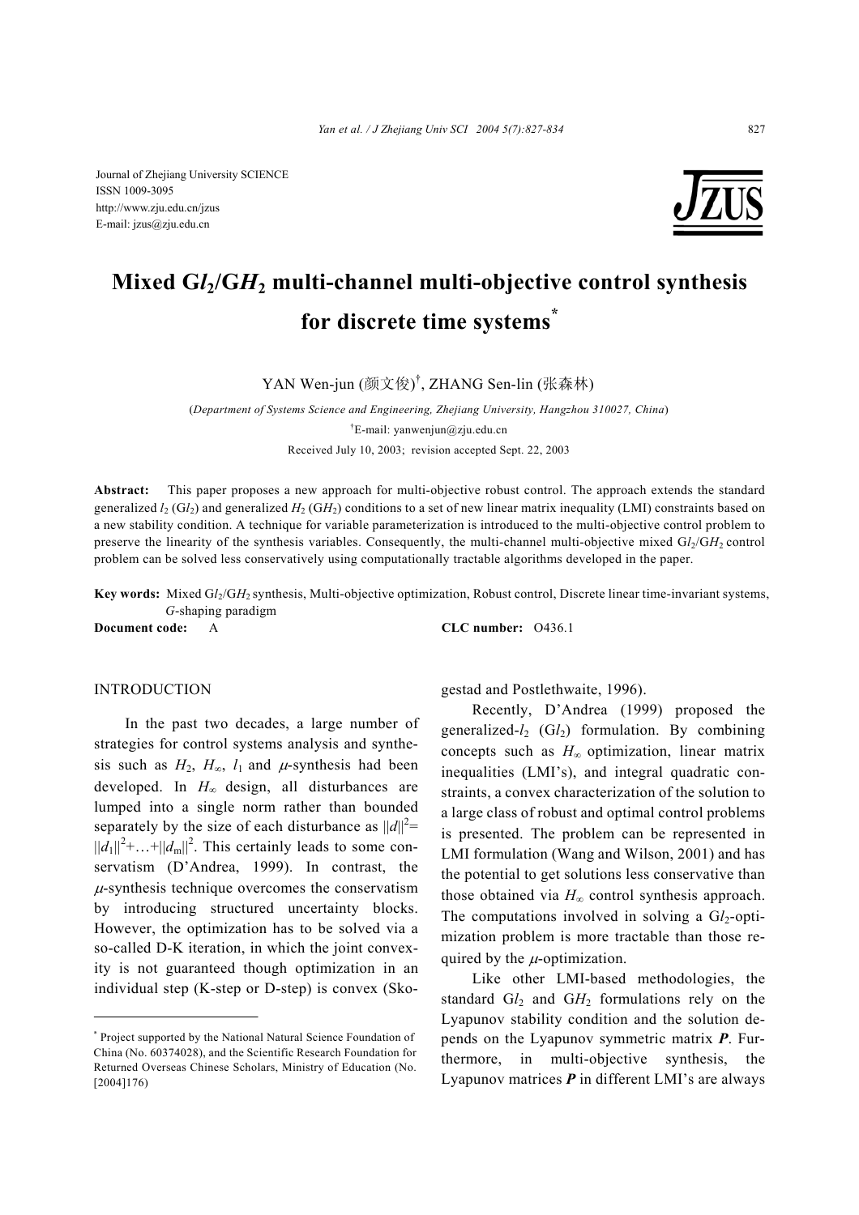Journal of Zhejiang University SCIENCE
ISSN 1009-3095
http://www.zju.edu.cn/jzus
E-mail: jzus@zju.edu.cn

# Mixed G$l_2$/G$H_2$ multi-channel multi-objective control synthesis for discrete time systems*

YAN Wen-jun (颜文俊)†, ZHANG Sen-lin (张森林)

(*Department of Systems Science and Engineering, Zhejiang University, Hangzhou 310027, China*)

†E-mail: yanwenjun@zju.edu.cn

Received July 10, 2003; revision accepted Sept. 22, 2003

**Abstract:** This paper proposes a new approach for multi-objective robust control. The approach extends the standard generalized $l_2$ (G$l_2$) and generalized $H_2$ (G$H_2$) conditions to a set of new linear matrix inequality (LMI) constraints based on a new stability condition. A technique for variable parameterization is introduced to the multi-objective control problem to preserve the linearity of the synthesis variables. Consequently, the multi-channel multi-objective mixed G$l_2$/G$H_2$ control problem can be solved less conservatively using computationally tractable algorithms developed in the paper.

**Key words:** Mixed G$l_2$/G$H_2$ synthesis, Multi-objective optimization, Robust control, Discrete linear time-invariant systems, *G*-shaping paradigm

**Document code:** A **CLC number:** O436.1

## INTRODUCTION

In the past two decades, a large number of strategies for control systems analysis and synthesis such as $H_2$, $H_\infty$, $l_1$ and $\mu$-synthesis had been developed. In $H_\infty$ design, all disturbances are lumped into a single norm rather than bounded separately by the size of each disturbance as $\|d\|^2=\|d_1\|^2+\ldots+\|d_m\|^2$. This certainly leads to some conservatism (D'Andrea, 1999). In contrast, the $\mu$-synthesis technique overcomes the conservatism by introducing structured uncertainty blocks. However, the optimization has to be solved via a so-called D-K iteration, in which the joint convexity is not guaranteed though optimization in an individual step (K-step or D-step) is convex (Skogestad and Postlethwaite, 1996).

Recently, D'Andrea (1999) proposed the generalized-$l_2$ (G$l_2$) formulation. By combining concepts such as $H_\infty$ optimization, linear matrix inequalities (LMI's), and integral quadratic constraints, a convex characterization of the solution to a large class of robust and optimal control problems is presented. The problem can be represented in LMI formulation (Wang and Wilson, 2001) and has the potential to get solutions less conservative than those obtained via $H_\infty$ control synthesis approach. The computations involved in solving a G$l_2$-optimization problem is more tractable than those required by the $\mu$-optimization.

Like other LMI-based methodologies, the standard G$l_2$ and G$H_2$ formulations rely on the Lyapunov stability condition and the solution depends on the Lyapunov symmetric matrix $\boldsymbol{P}$. Furthermore, in multi-objective synthesis, the Lyapunov matrices $\boldsymbol{P}$ in different LMI's are always

* Project supported by the National Natural Science Foundation of China (No. 60374028), and the Scientific Research Foundation for Returned Overseas Chinese Scholars, Ministry of Education (No. [2004]176)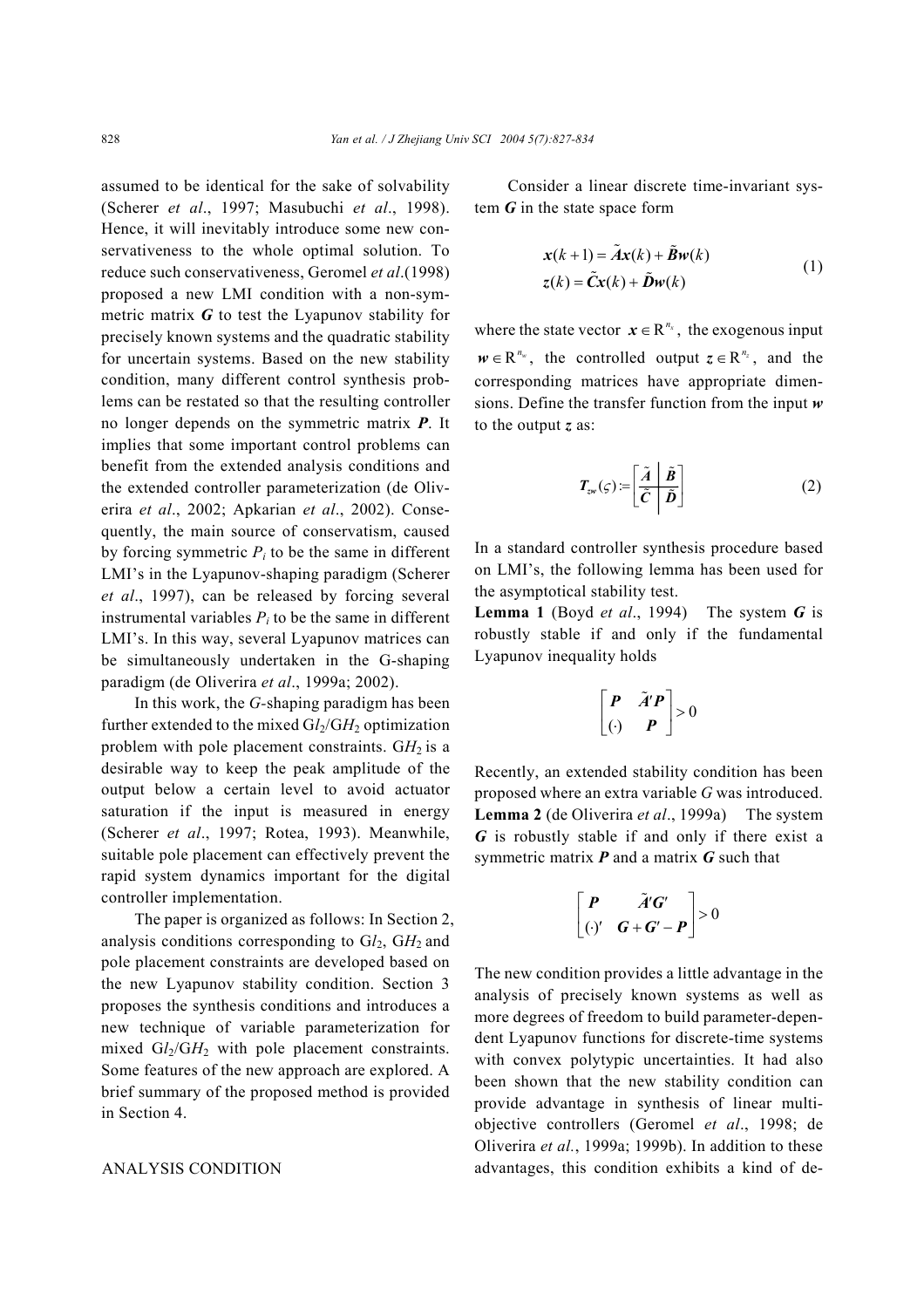assumed to be identical for the sake of solvability (Scherer *et al*., 1997; Masubuchi *et al*., 1998). Hence, it will inevitably introduce some new conservativeness to the whole optimal solution. To reduce such conservativeness, Geromel *et al*.(1998) proposed a new LMI condition with a non-symmetric matrix $\boldsymbol{G}$ to test the Lyapunov stability for precisely known systems and the quadratic stability for uncertain systems. Based on the new stability condition, many different control synthesis problems can be restated so that the resulting controller no longer depends on the symmetric matrix $\boldsymbol{P}$. It implies that some important control problems can benefit from the extended analysis conditions and the extended controller parameterization (de Oliverira *et al*., 2002; Apkarian *et al*., 2002). Consequently, the main source of conservatism, caused by forcing symmetric $P_i$ to be the same in different LMI's in the Lyapunov-shaping paradigm (Scherer *et al*., 1997), can be released by forcing several instrumental variables $P_i$ to be the same in different LMI's. In this way, several Lyapunov matrices can be simultaneously undertaken in the G-shaping paradigm (de Oliverira *et al*., 1999a; 2002).

In this work, the *G*-shaping paradigm has been further extended to the mixed G$l_2$/G$H_2$ optimization problem with pole placement constraints. G$H_2$ is a desirable way to keep the peak amplitude of the output below a certain level to avoid actuator saturation if the input is measured in energy (Scherer *et al*., 1997; Rotea, 1993). Meanwhile, suitable pole placement can effectively prevent the rapid system dynamics important for the digital controller implementation.

The paper is organized as follows: In Section 2, analysis conditions corresponding to G$l_2$, G$H_2$ and pole placement constraints are developed based on the new Lyapunov stability condition. Section 3 proposes the synthesis conditions and introduces a new technique of variable parameterization for mixed G$l_2$/G$H_2$ with pole placement constraints. Some features of the new approach are explored. A brief summary of the proposed method is provided in Section 4.

## ANALYSIS CONDITION

Consider a linear discrete time-invariant system $\boldsymbol{G}$ in the state space form

$$\begin{aligned} \boldsymbol{x}(k+1) &= \tilde{\boldsymbol{A}}\boldsymbol{x}(k) + \tilde{\boldsymbol{B}}\boldsymbol{w}(k) \\ \boldsymbol{z}(k) &= \tilde{\boldsymbol{C}}\boldsymbol{x}(k) + \tilde{\boldsymbol{D}}\boldsymbol{w}(k) \end{aligned} \tag{1}$$

where the state vector $\boldsymbol{x} \in \mathrm{R}^{n_x}$, the exogenous input $\boldsymbol{w} \in \mathrm{R}^{n_w}$, the controlled output $\boldsymbol{z} \in \mathrm{R}^{n_z}$, and the corresponding matrices have appropriate dimensions. Define the transfer function from the input $\boldsymbol{w}$ to the output $\boldsymbol{z}$ as:

$$\boldsymbol{T}_{zw}(\varsigma) := \left[\begin{array}{c|c} \tilde{\boldsymbol{A}} & \tilde{\boldsymbol{B}} \\ \hline \tilde{\boldsymbol{C}} & \tilde{\boldsymbol{D}} \end{array}\right] \tag{2}$$

In a standard controller synthesis procedure based on LMI's, the following lemma has been used for the asymptotical stability test.

**Lemma 1** (Boyd *et al*., 1994) The system $\boldsymbol{G}$ is robustly stable if and only if the fundamental Lyapunov inequality holds

$$\begin{bmatrix} \boldsymbol{P} & \tilde{\boldsymbol{A}}'\boldsymbol{P} \\ (\cdot) & \boldsymbol{P} \end{bmatrix} > 0$$

Recently, an extended stability condition has been proposed where an extra variable $G$ was introduced.

**Lemma 2** (de Oliverira *et al*., 1999a) The system $\boldsymbol{G}$ is robustly stable if and only if there exist a symmetric matrix $\boldsymbol{P}$ and a matrix $\boldsymbol{G}$ such that

$$\begin{bmatrix} \boldsymbol{P} & \tilde{\boldsymbol{A}}'\boldsymbol{G}' \\ (\cdot)' & \boldsymbol{G} + \boldsymbol{G}' - \boldsymbol{P} \end{bmatrix} > 0$$

The new condition provides a little advantage in the analysis of precisely known systems as well as more degrees of freedom to build parameter-dependent Lyapunov functions for discrete-time systems with convex polytypic uncertainties. It had also been shown that the new stability condition can provide advantage in synthesis of linear multi-objective controllers (Geromel *et al*., 1998; de Oliverira *et al.*, 1999a; 1999b). In addition to these advantages, this condition exhibits a kind of de-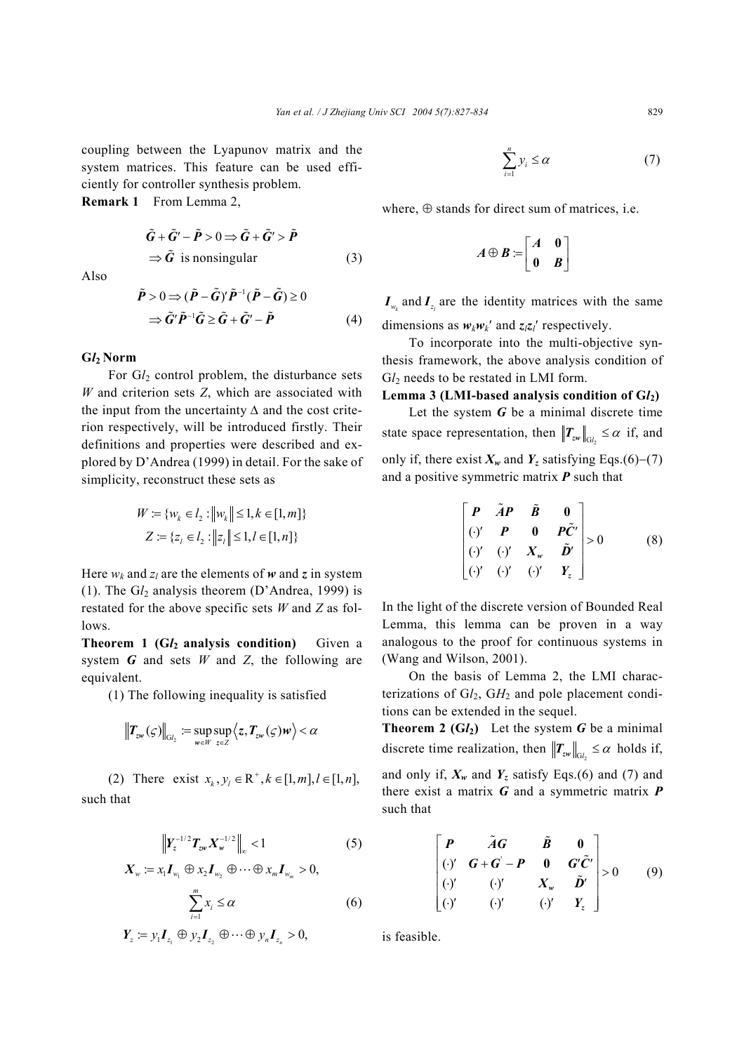coupling between the Lyapunov matrix and the system matrices. This feature can be used efficiently for controller synthesis problem.

**Remark 1** From Lemma 2,

$$\tilde{\boldsymbol{G}}+\tilde{\boldsymbol{G}}'-\tilde{\boldsymbol{P}}>0 \Rightarrow \tilde{\boldsymbol{G}}+\tilde{\boldsymbol{G}}'>\tilde{\boldsymbol{P}}$$
$$\Rightarrow \tilde{\boldsymbol{G}} \text{ is nonsingular} \tag{3}$$

Also

$$\tilde{\boldsymbol{P}}>0 \Rightarrow (\tilde{\boldsymbol{P}}-\tilde{\boldsymbol{G}})'\tilde{\boldsymbol{P}}^{-1}(\tilde{\boldsymbol{P}}-\tilde{\boldsymbol{G}}) \geq 0$$
$$\Rightarrow \tilde{\boldsymbol{G}}'\tilde{\boldsymbol{P}}^{-1}\tilde{\boldsymbol{G}} \geq \tilde{\boldsymbol{G}}+\tilde{\boldsymbol{G}}'-\tilde{\boldsymbol{P}} \tag{4}$$

### G$l_2$ Norm

For G$l_2$ control problem, the disturbance sets $W$ and criterion sets $Z$, which are associated with the input from the uncertainty $\Delta$ and the cost criterion respectively, will be introduced firstly. Their definitions and properties were described and explored by D'Andrea (1999) in detail. For the sake of simplicity, reconstruct these sets as

$$W:=\{w_k \in l_2 : \|w_k\| \leq 1, k \in [1,m]\}$$
$$Z:=\{z_l \in l_2 : \|z_l\| \leq 1, l \in [1,n]\}$$

Here $w_k$ and $z_l$ are the elements of $\boldsymbol{w}$ and $\boldsymbol{z}$ in system (1). The G$l_2$ analysis theorem (D'Andrea, 1999) is restated for the above specific sets $W$ and $Z$ as follows.

**Theorem 1 (G$l_2$ analysis condition)** Given a system $\boldsymbol{G}$ and sets $W$ and $Z$, the following are equivalent.

(1) The following inequality is satisfied

$$\|\boldsymbol{T}_{zw}(\varsigma)\|_{\mathrm{G}l_2} := \sup_{\boldsymbol{w}\in W}\sup_{\boldsymbol{z}\in Z}\langle \boldsymbol{z}, \boldsymbol{T}_{zw}(\varsigma)\boldsymbol{w}\rangle < \alpha$$

(2) There exist $x_k, y_l \in \mathrm{R}^+, k\in[1,m], l\in[1,n]$, such that

$$\|\boldsymbol{Y}_z^{-1/2}\boldsymbol{T}_{zw}\boldsymbol{X}_w^{-1/2}\|_\infty < 1 \tag{5}$$

$$\boldsymbol{X}_w := x_1\boldsymbol{I}_{w_1} \oplus x_2\boldsymbol{I}_{w_2} \oplus \cdots \oplus x_m\boldsymbol{I}_{w_m} > 0,$$
$$\sum_{i=1}^{m} x_i \leq \alpha \tag{6}$$

$$\boldsymbol{Y}_z := y_1\boldsymbol{I}_{z_1} \oplus y_2\boldsymbol{I}_{z_2} \oplus \cdots \oplus y_n\boldsymbol{I}_{z_n} > 0,$$
$$\sum_{i=1}^{n} y_i \leq \alpha \tag{7}$$

where, $\oplus$ stands for direct sum of matrices, i.e.

$$\boldsymbol{A}\oplus\boldsymbol{B} := \begin{bmatrix} \boldsymbol{A} & \boldsymbol{0} \\ \boldsymbol{0} & \boldsymbol{B} \end{bmatrix}$$

$\boldsymbol{I}_{w_k}$ and $\boldsymbol{I}_{z_l}$ are the identity matrices with the same dimensions as $\boldsymbol{w}_k\boldsymbol{w}_k'$ and $\boldsymbol{z}_l\boldsymbol{z}_l'$ respectively.

To incorporate into the multi-objective synthesis framework, the above analysis condition of G$l_2$ needs to be restated in LMI form.

**Lemma 3 (LMI-based analysis condition of G$l_2$)** Let the system $\boldsymbol{G}$ be a minimal discrete time state space representation, then $\|\boldsymbol{T}_{zw}\|_{\mathrm{G}l_2} \leq \alpha$ if, and only if, there exist $\boldsymbol{X}_w$ and $\boldsymbol{Y}_z$ satisfying Eqs.(6)−(7) and a positive symmetric matrix $\boldsymbol{P}$ such that

$$\begin{bmatrix} \boldsymbol{P} & \tilde{\boldsymbol{A}}\boldsymbol{P} & \tilde{\boldsymbol{B}} & \boldsymbol{0} \\ (\cdot)' & \boldsymbol{P} & \boldsymbol{0} & \boldsymbol{P}\tilde{\boldsymbol{C}}' \\ (\cdot)' & (\cdot)' & \boldsymbol{X}_w & \tilde{\boldsymbol{D}}' \\ (\cdot)' & (\cdot)' & (\cdot)' & \boldsymbol{Y}_z \end{bmatrix} > 0 \tag{8}$$

In the light of the discrete version of Bounded Real Lemma, this lemma can be proven in a way analogous to the proof for continuous systems in (Wang and Wilson, 2001).

On the basis of Lemma 2, the LMI characterizations of G$l_2$, G$H_2$ and pole placement conditions can be extended in the sequel.

**Theorem 2 (G$l_2$)** Let the system $\boldsymbol{G}$ be a minimal discrete time realization, then $\|\boldsymbol{T}_{zw}\|_{\mathrm{G}l_2} \leq \alpha$ holds if, and only if, $\boldsymbol{X}_w$ and $\boldsymbol{Y}_z$ satisfy Eqs.(6) and (7) and there exist a matrix $\boldsymbol{G}$ and a symmetric matrix $\boldsymbol{P}$ such that

$$\begin{bmatrix} \boldsymbol{P} & \tilde{\boldsymbol{A}}\boldsymbol{G} & \tilde{\boldsymbol{B}} & \boldsymbol{0} \\ (\cdot)' & \boldsymbol{G}+\boldsymbol{G}'-\boldsymbol{P} & \boldsymbol{0} & \boldsymbol{G}'\tilde{\boldsymbol{C}}' \\ (\cdot)' & (\cdot)' & \boldsymbol{X}_w & \tilde{\boldsymbol{D}}' \\ (\cdot)' & (\cdot)' & (\cdot)' & \boldsymbol{Y}_z \end{bmatrix} > 0 \tag{9}$$

is feasible.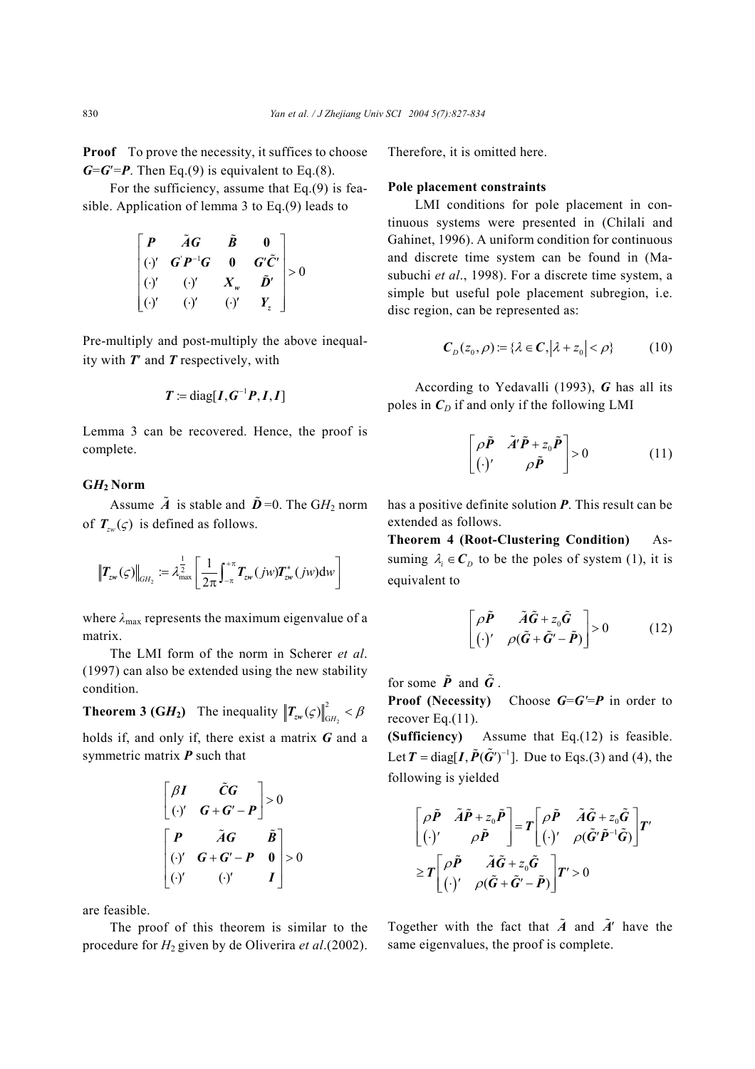**Proof** To prove the necessity, it suffices to choose $\boldsymbol{G}=\boldsymbol{G}'=\boldsymbol{P}$. Then Eq.(9) is equivalent to Eq.(8).

For the sufficiency, assume that Eq.(9) is feasible. Application of lemma 3 to Eq.(9) leads to

$$\begin{bmatrix} \boldsymbol{P} & \tilde{\boldsymbol{A}}\boldsymbol{G} & \tilde{\boldsymbol{B}} & \boldsymbol{0} \\ (\cdot)' & \boldsymbol{G}'\boldsymbol{P}^{-1}\boldsymbol{G} & \boldsymbol{0} & \boldsymbol{G}'\tilde{\boldsymbol{C}}' \\ (\cdot)' & (\cdot)' & \boldsymbol{X}_w & \tilde{\boldsymbol{D}}' \\ (\cdot)' & (\cdot)' & (\cdot)' & \boldsymbol{Y}_z \end{bmatrix} > 0$$

Pre-multiply and post-multiply the above inequality with $\boldsymbol{T}'$ and $\boldsymbol{T}$ respectively, with

$$\boldsymbol{T} := \mathrm{diag}[\boldsymbol{I}, \boldsymbol{G}^{-1}\boldsymbol{P}, \boldsymbol{I}, \boldsymbol{I}]$$

Lemma 3 can be recovered. Hence, the proof is complete.

### G$H_2$ Norm

Assume $\tilde{\boldsymbol{A}}$ is stable and $\tilde{\boldsymbol{D}}=0$. The G$H_2$ norm of $\boldsymbol{T}_{zw}(\varsigma)$ is defined as follows.

$$\|\boldsymbol{T}_{zw}(\varsigma)\|_{GH_2} := \lambda_{\max}^{\frac{1}{2}}\left[\frac{1}{2\pi}\int_{-\pi}^{+\pi}\boldsymbol{T}_{zw}(jw)\boldsymbol{T}_{zw}^{*}(jw)\mathrm{d}w\right]$$

where $\lambda_{\max}$ represents the maximum eigenvalue of a matrix.

The LMI form of the norm in Scherer *et al*. (1997) can also be extended using the new stability condition.

**Theorem 3 (G$H_2$)** The inequality $\|\boldsymbol{T}_{zw}(\varsigma)\|_{GH_2}^2 < \beta$ holds if, and only if, there exist a matrix $\boldsymbol{G}$ and a symmetric matrix $\boldsymbol{P}$ such that

$$\begin{bmatrix} \beta\boldsymbol{I} & \tilde{\boldsymbol{C}}\boldsymbol{G} \\ (\cdot)' & \boldsymbol{G}+\boldsymbol{G}'-\boldsymbol{P} \end{bmatrix} > 0$$

$$\begin{bmatrix} \boldsymbol{P} & \tilde{\boldsymbol{A}}\boldsymbol{G} & \tilde{\boldsymbol{B}} \\ (\cdot)' & \boldsymbol{G}+\boldsymbol{G}'-\boldsymbol{P} & \boldsymbol{0} \\ (\cdot)' & (\cdot)' & \boldsymbol{I} \end{bmatrix} > 0$$

are feasible.

The proof of this theorem is similar to the procedure for $H_2$ given by de Oliverira *et al*.(2002). Therefore, it is omitted here.

### Pole placement constraints

LMI conditions for pole placement in continuous systems were presented in (Chilali and Gahinet, 1996). A uniform condition for continuous and discrete time system can be found in (Masubuchi *et al*., 1998). For a discrete time system, a simple but useful pole placement subregion, i.e. disc region, can be represented as:

$$\boldsymbol{C}_D(z_0, \rho) := \{\lambda \in \boldsymbol{C}, |\lambda + z_0| < \rho\} \qquad (10)$$

According to Yedavalli (1993), $\boldsymbol{G}$ has all its poles in $\boldsymbol{C}_D$ if and only if the following LMI

$$\begin{bmatrix} \rho\tilde{\boldsymbol{P}} & \tilde{\boldsymbol{A}}'\tilde{\boldsymbol{P}} + z_0\tilde{\boldsymbol{P}} \\ (\cdot)' & \rho\tilde{\boldsymbol{P}} \end{bmatrix} > 0 \qquad (11)$$

has a positive definite solution $\boldsymbol{P}$. This result can be extended as follows.

**Theorem 4 (Root-Clustering Condition)** Assuming $\lambda_i \in \boldsymbol{C}_D$ to be the poles of system (1), it is equivalent to

$$\begin{bmatrix} \rho\tilde{\boldsymbol{P}} & \tilde{\boldsymbol{A}}\tilde{\boldsymbol{G}} + z_0\tilde{\boldsymbol{G}} \\ (\cdot)' & \rho(\tilde{\boldsymbol{G}} + \tilde{\boldsymbol{G}}' - \tilde{\boldsymbol{P}}) \end{bmatrix} > 0 \qquad (12)$$

for some $\tilde{\boldsymbol{P}}$ and $\tilde{\boldsymbol{G}}$.

**Proof (Necessity)** Choose $\boldsymbol{G}=\boldsymbol{G}'=\boldsymbol{P}$ in order to recover Eq.(11).

**(Sufficiency)** Assume that Eq.(12) is feasible. Let $\boldsymbol{T} = \mathrm{diag}[\boldsymbol{I}, \tilde{\boldsymbol{P}}(\tilde{\boldsymbol{G}}')^{-1}]$. Due to Eqs.(3) and (4), the following is yielded

$$\begin{bmatrix} \rho\tilde{\boldsymbol{P}} & \tilde{\boldsymbol{A}}\tilde{\boldsymbol{P}} + z_0\tilde{\boldsymbol{P}} \\ (\cdot)' & \rho\tilde{\boldsymbol{P}} \end{bmatrix} = \boldsymbol{T}\begin{bmatrix} \rho\tilde{\boldsymbol{P}} & \tilde{\boldsymbol{A}}\tilde{\boldsymbol{G}} + z_0\tilde{\boldsymbol{G}} \\ (\cdot)' & \rho(\tilde{\boldsymbol{G}}'\tilde{\boldsymbol{P}}^{-1}\tilde{\boldsymbol{G}}) \end{bmatrix}\boldsymbol{T}'$$
$$\geq \boldsymbol{T}\begin{bmatrix} \rho\tilde{\boldsymbol{P}} & \tilde{\boldsymbol{A}}\tilde{\boldsymbol{G}} + z_0\tilde{\boldsymbol{G}} \\ (\cdot)' & \rho(\tilde{\boldsymbol{G}} + \tilde{\boldsymbol{G}}' - \tilde{\boldsymbol{P}}) \end{bmatrix}\boldsymbol{T}' > 0$$

Together with the fact that $\tilde{\boldsymbol{A}}$ and $\tilde{\boldsymbol{A}}'$ have the same eigenvalues, the proof is complete.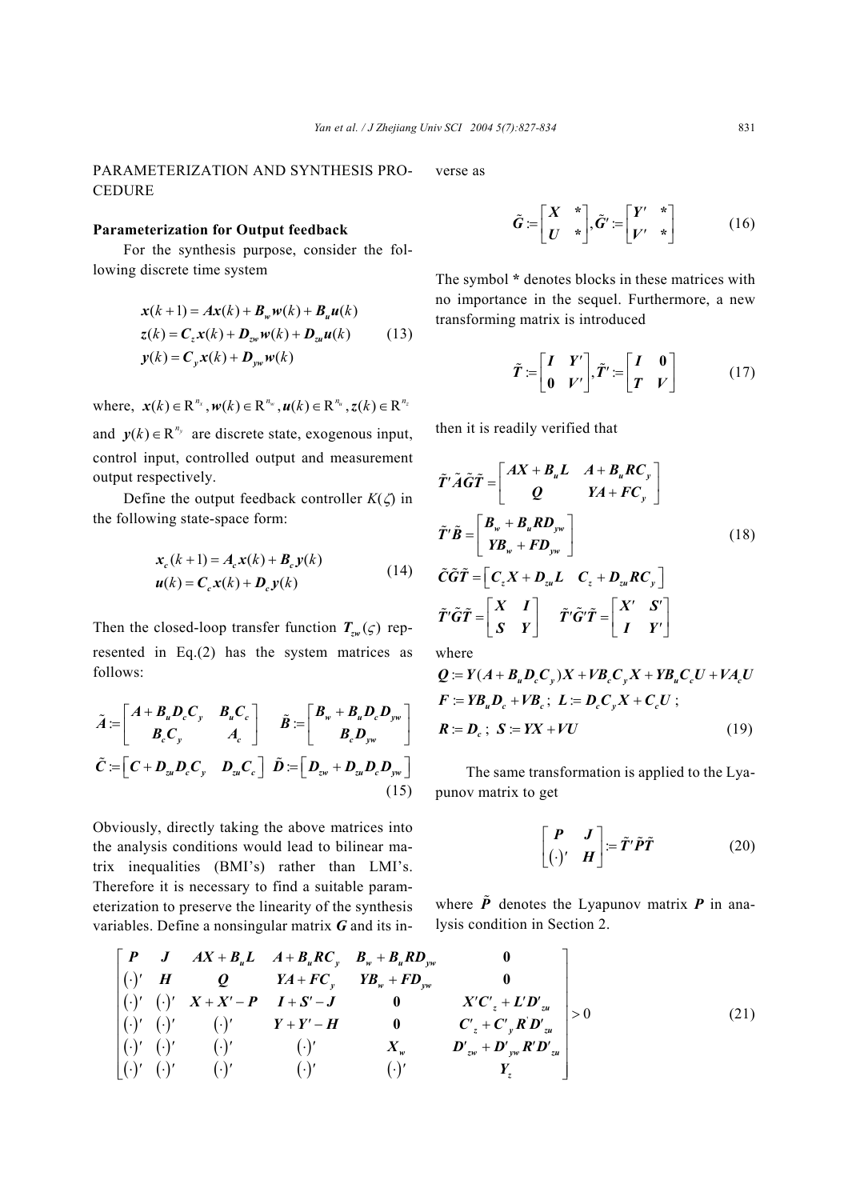## PARAMETERIZATION AND SYNTHESIS PROCEDURE

### Parameterization for Output feedback

For the synthesis purpose, consider the following discrete time system

$$
\begin{aligned}
\boldsymbol{x}(k+1) &= \boldsymbol{A}\boldsymbol{x}(k) + \boldsymbol{B}_w\boldsymbol{w}(k) + \boldsymbol{B}_u\boldsymbol{u}(k) \\
\boldsymbol{z}(k) &= \boldsymbol{C}_z\boldsymbol{x}(k) + \boldsymbol{D}_{zw}\boldsymbol{w}(k) + \boldsymbol{D}_{zu}\boldsymbol{u}(k) \\
\boldsymbol{y}(k) &= \boldsymbol{C}_y\boldsymbol{x}(k) + \boldsymbol{D}_{yw}\boldsymbol{w}(k)
\end{aligned} \tag{13}
$$

where, $\boldsymbol{x}(k)\in \mathrm{R}^{n_x}, \boldsymbol{w}(k)\in \mathrm{R}^{n_w}, \boldsymbol{u}(k)\in \mathrm{R}^{n_u}, \boldsymbol{z}(k)\in \mathrm{R}^{n_z}$ and $\boldsymbol{y}(k)\in \mathrm{R}^{n_y}$ are discrete state, exogenous input, control input, controlled output and measurement output respectively.

Define the output feedback controller $K(\zeta)$ in the following state-space form:

$$
\begin{aligned}
\boldsymbol{x}_c(k+1) &= \boldsymbol{A}_c\boldsymbol{x}(k) + \boldsymbol{B}_c\boldsymbol{y}(k) \\
\boldsymbol{u}(k) &= \boldsymbol{C}_c\boldsymbol{x}(k) + \boldsymbol{D}_c\boldsymbol{y}(k)
\end{aligned} \tag{14}
$$

Then the closed-loop transfer function $\boldsymbol{T}_{zw}(\zeta)$ represented in Eq.(2) has the system matrices as follows:

$$
\tilde{\boldsymbol{A}} := \begin{bmatrix} \boldsymbol{A}+\boldsymbol{B}_u\boldsymbol{D}_c\boldsymbol{C}_y & \boldsymbol{B}_u\boldsymbol{C}_c \\ \boldsymbol{B}_c\boldsymbol{C}_y & \boldsymbol{A}_c \end{bmatrix} \quad \tilde{\boldsymbol{B}} := \begin{bmatrix} \boldsymbol{B}_w+\boldsymbol{B}_u\boldsymbol{D}_c\boldsymbol{D}_{yw} \\ \boldsymbol{B}_c\boldsymbol{D}_{yw} \end{bmatrix}
$$
$$
\tilde{\boldsymbol{C}} := \begin{bmatrix} \boldsymbol{C}+\boldsymbol{D}_{zu}\boldsymbol{D}_c\boldsymbol{C}_y & \boldsymbol{D}_{zu}\boldsymbol{C}_c \end{bmatrix} \quad \tilde{\boldsymbol{D}} := \begin{bmatrix} \boldsymbol{D}_{zw}+\boldsymbol{D}_{zu}\boldsymbol{D}_c\boldsymbol{D}_{yw} \end{bmatrix} \tag{15}
$$

Obviously, directly taking the above matrices into the analysis conditions would lead to bilinear matrix inequalities (BMI's) rather than LMI's. Therefore it is necessary to find a suitable parameterization to preserve the linearity of the synthesis variables. Define a nonsingular matrix $\boldsymbol{G}$ and its inverse as

$$
\tilde{\boldsymbol{G}} := \begin{bmatrix} \boldsymbol{X} & * \\ \boldsymbol{U} & * \end{bmatrix}, \tilde{\boldsymbol{G}}' := \begin{bmatrix} \boldsymbol{Y}' & * \\ \boldsymbol{V}' & * \end{bmatrix} \tag{16}
$$

The symbol * denotes blocks in these matrices with no importance in the sequel. Furthermore, a new transforming matrix is introduced

$$
\tilde{\boldsymbol{T}} := \begin{bmatrix} \boldsymbol{I} & \boldsymbol{Y}' \\ \boldsymbol{0} & \boldsymbol{V}' \end{bmatrix}, \tilde{\boldsymbol{T}}' := \begin{bmatrix} \boldsymbol{I} & \boldsymbol{0} \\ \boldsymbol{T} & \boldsymbol{V} \end{bmatrix} \tag{17}
$$

then it is readily verified that

$$
\begin{aligned}
&\tilde{\boldsymbol{T}}'\tilde{\boldsymbol{A}}\tilde{\boldsymbol{G}}\tilde{\boldsymbol{T}} = \begin{bmatrix} \boldsymbol{A}\boldsymbol{X}+\boldsymbol{B}_u\boldsymbol{L} & \boldsymbol{A}+\boldsymbol{B}_u\boldsymbol{R}\boldsymbol{C}_y \\ \boldsymbol{Q} & \boldsymbol{Y}\boldsymbol{A}+\boldsymbol{F}\boldsymbol{C}_y \end{bmatrix} \\
&\tilde{\boldsymbol{T}}'\tilde{\boldsymbol{B}} = \begin{bmatrix} \boldsymbol{B}_w+\boldsymbol{B}_u\boldsymbol{R}\boldsymbol{D}_{yw} \\ \boldsymbol{Y}\boldsymbol{B}_w+\boldsymbol{F}\boldsymbol{D}_{yw} \end{bmatrix} \\
&\tilde{\boldsymbol{C}}\tilde{\boldsymbol{G}}\tilde{\boldsymbol{T}} = \begin{bmatrix} \boldsymbol{C}_z\boldsymbol{X}+\boldsymbol{D}_{zu}\boldsymbol{L} & \boldsymbol{C}_z+\boldsymbol{D}_{zu}\boldsymbol{R}\boldsymbol{C}_y \end{bmatrix} \\
&\tilde{\boldsymbol{T}}'\tilde{\boldsymbol{G}}\tilde{\boldsymbol{T}} = \begin{bmatrix} \boldsymbol{X} & \boldsymbol{I} \\ \boldsymbol{S} & \boldsymbol{Y} \end{bmatrix} \quad \tilde{\boldsymbol{T}}'\tilde{\boldsymbol{G}}'\tilde{\boldsymbol{T}} = \begin{bmatrix} \boldsymbol{X}' & \boldsymbol{S}' \\ \boldsymbol{I} & \boldsymbol{Y}' \end{bmatrix}
\end{aligned} \tag{18}
$$

where

$$
\boldsymbol{Q} := \boldsymbol{Y}(\boldsymbol{A}+\boldsymbol{B}_u\boldsymbol{D}_c\boldsymbol{C}_y)\boldsymbol{X} + \boldsymbol{V}\boldsymbol{B}_c\boldsymbol{C}_y\boldsymbol{X} + \boldsymbol{Y}\boldsymbol{B}_u\boldsymbol{C}_c\boldsymbol{U} + \boldsymbol{V}\boldsymbol{A}_c\boldsymbol{U}
$$
$$
\boldsymbol{F} := \boldsymbol{Y}\boldsymbol{B}_u\boldsymbol{D}_c + \boldsymbol{V}\boldsymbol{B}_c;\ \boldsymbol{L} := \boldsymbol{D}_c\boldsymbol{C}_y\boldsymbol{X} + \boldsymbol{C}_c\boldsymbol{U};
$$
$$
\boldsymbol{R} := \boldsymbol{D}_c;\ \boldsymbol{S} := \boldsymbol{Y}\boldsymbol{X} + \boldsymbol{V}\boldsymbol{U} \tag{19}
$$

The same transformation is applied to the Lyapunov matrix to get

$$
\begin{bmatrix} \boldsymbol{P} & \boldsymbol{J} \\ (\cdot)' & \boldsymbol{H} \end{bmatrix} := \tilde{\boldsymbol{T}}'\tilde{\boldsymbol{P}}\tilde{\boldsymbol{T}} \tag{20}
$$

where $\tilde{\boldsymbol{P}}$ denotes the Lyapunov matrix $\boldsymbol{P}$ in analysis condition in Section 2.

$$
\begin{bmatrix}
\boldsymbol{P} & \boldsymbol{J} & \boldsymbol{A}\boldsymbol{X}+\boldsymbol{B}_u\boldsymbol{L} & \boldsymbol{A}+\boldsymbol{B}_u\boldsymbol{R}\boldsymbol{C}_y & \boldsymbol{B}_w+\boldsymbol{B}_u\boldsymbol{R}\boldsymbol{D}_{yw} & \boldsymbol{0} \\
(\cdot)' & \boldsymbol{H} & \boldsymbol{Q} & \boldsymbol{Y}\boldsymbol{A}+\boldsymbol{F}\boldsymbol{C}_y & \boldsymbol{Y}\boldsymbol{B}_w+\boldsymbol{F}\boldsymbol{D}_{yw} & \boldsymbol{0} \\
(\cdot)' & (\cdot)' & \boldsymbol{X}+\boldsymbol{X}'-\boldsymbol{P} & \boldsymbol{I}+\boldsymbol{S}'-\boldsymbol{J} & \boldsymbol{0} & \boldsymbol{X}'\boldsymbol{C}'_z+\boldsymbol{L}'\boldsymbol{D}'_{zu} \\
(\cdot)' & (\cdot)' & (\cdot)' & \boldsymbol{Y}+\boldsymbol{Y}'-\boldsymbol{H} & \boldsymbol{0} & \boldsymbol{C}'_z+\boldsymbol{C}'_y\boldsymbol{R}'\boldsymbol{D}'_{zu} \\
(\cdot)' & (\cdot)' & (\cdot)' & (\cdot)' & \boldsymbol{X}_w & \boldsymbol{D}'_{zw}+\boldsymbol{D}'_{yw}\boldsymbol{R}'\boldsymbol{D}'_{zu} \\
(\cdot)' & (\cdot)' & (\cdot)' & (\cdot)' & (\cdot)' & \boldsymbol{Y}_z
\end{bmatrix} > 0 \tag{21}
$$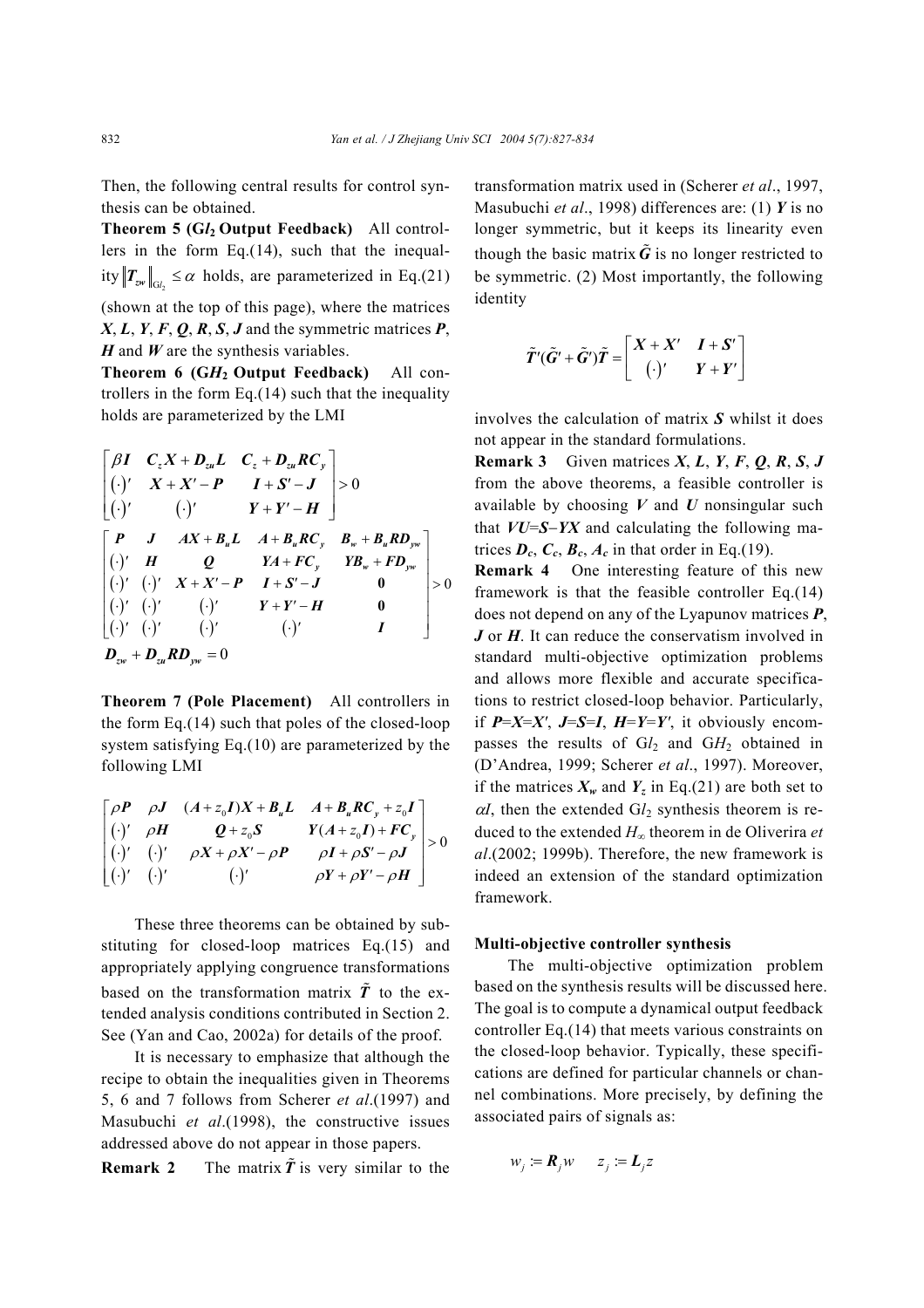Then, the following central results for control synthesis can be obtained.

**Theorem 5 (G$l_2$ Output Feedback)** All controllers in the form Eq.(14), such that the inequality $\|\boldsymbol{T}_{zw}\|_{\mathrm{G}l_2} \le \alpha$ holds, are parameterized in Eq.(21) (shown at the top of this page), where the matrices $\boldsymbol{X}$, $\boldsymbol{L}$, $\boldsymbol{Y}$, $\boldsymbol{F}$, $\boldsymbol{Q}$, $\boldsymbol{R}$, $\boldsymbol{S}$, $\boldsymbol{J}$ and the symmetric matrices $\boldsymbol{P}$, $\boldsymbol{H}$ and $\boldsymbol{W}$ are the synthesis variables.

**Theorem 6 (G$H_2$ Output Feedback)** All controllers in the form Eq.(14) such that the inequality holds are parameterized by the LMI

$$
\begin{bmatrix} \beta \boldsymbol{I} & \boldsymbol{C}_z\boldsymbol{X}+\boldsymbol{D}_{zu}\boldsymbol{L} & \boldsymbol{C}_z+\boldsymbol{D}_{zu}\boldsymbol{R}\boldsymbol{C}_y \\ (\cdot)' & \boldsymbol{X}+\boldsymbol{X}'-\boldsymbol{P} & \boldsymbol{I}+\boldsymbol{S}'-\boldsymbol{J} \\ (\cdot)' & (\cdot)' & \boldsymbol{Y}+\boldsymbol{Y}'-\boldsymbol{H} \end{bmatrix} > 0
$$

$$
\begin{bmatrix} \boldsymbol{P} & \boldsymbol{J} & \boldsymbol{A}\boldsymbol{X}+\boldsymbol{B}_u\boldsymbol{L} & \boldsymbol{A}+\boldsymbol{B}_u\boldsymbol{R}\boldsymbol{C}_y & \boldsymbol{B}_w+\boldsymbol{B}_u\boldsymbol{R}\boldsymbol{D}_{yw} \\ (\cdot)' & \boldsymbol{H} & \boldsymbol{Q} & \boldsymbol{Y}\boldsymbol{A}+\boldsymbol{F}\boldsymbol{C}_y & \boldsymbol{Y}\boldsymbol{B}_w+\boldsymbol{F}\boldsymbol{D}_{yw} \\ (\cdot)' & (\cdot)' & \boldsymbol{X}+\boldsymbol{X}'-\boldsymbol{P} & \boldsymbol{I}+\boldsymbol{S}'-\boldsymbol{J} & \boldsymbol{0} \\ (\cdot)' & (\cdot)' & (\cdot)' & \boldsymbol{Y}+\boldsymbol{Y}'-\boldsymbol{H} & \boldsymbol{0} \\ (\cdot)' & (\cdot)' & (\cdot)' & (\cdot)' & \boldsymbol{I} \end{bmatrix} > 0
$$

$$
\boldsymbol{D}_{zw}+\boldsymbol{D}_{zu}\boldsymbol{R}\boldsymbol{D}_{yw} = 0
$$

**Theorem 7 (Pole Placement)** All controllers in the form Eq.(14) such that poles of the closed-loop system satisfying Eq.(10) are parameterized by the following LMI

$$
\begin{bmatrix} \rho \boldsymbol{P} & \rho \boldsymbol{J} & (\boldsymbol{A}+z_0\boldsymbol{I})\boldsymbol{X}+\boldsymbol{B}_u\boldsymbol{L} & \boldsymbol{A}+\boldsymbol{B}_u\boldsymbol{R}\boldsymbol{C}_y+z_0\boldsymbol{I} \\ (\cdot)' & \rho \boldsymbol{H} & \boldsymbol{Q}+z_0\boldsymbol{S} & \boldsymbol{Y}(\boldsymbol{A}+z_0\boldsymbol{I})+\boldsymbol{F}\boldsymbol{C}_y \\ (\cdot)' & (\cdot)' & \rho\boldsymbol{X}+\rho\boldsymbol{X}'-\rho\boldsymbol{P} & \rho\boldsymbol{I}+\rho\boldsymbol{S}'-\rho\boldsymbol{J} \\ (\cdot)' & (\cdot)' & (\cdot)' & \rho\boldsymbol{Y}+\rho\boldsymbol{Y}'-\rho\boldsymbol{H} \end{bmatrix} > 0
$$

These three theorems can be obtained by substituting for closed-loop matrices Eq.(15) and appropriately applying congruence transformations based on the transformation matrix $\tilde{\boldsymbol{T}}$ to the extended analysis conditions contributed in Section 2. See (Yan and Cao, 2002a) for details of the proof.

It is necessary to emphasize that although the recipe to obtain the inequalities given in Theorems 5, 6 and 7 follows from Scherer *et al*.(1997) and Masubuchi *et al*.(1998), the constructive issues addressed above do not appear in those papers.

**Remark 2** The matrix $\tilde{\boldsymbol{T}}$ is very similar to the transformation matrix used in (Scherer *et al*., 1997, Masubuchi *et al*., 1998) differences are: (1) $\boldsymbol{Y}$ is no longer symmetric, but it keeps its linearity even though the basic matrix $\tilde{\boldsymbol{G}}$ is no longer restricted to be symmetric. (2) Most importantly, the following identity

$$
\tilde{\boldsymbol{T}}'(\tilde{\boldsymbol{G}}'+\tilde{\boldsymbol{G}}')\tilde{\boldsymbol{T}} = \begin{bmatrix} \boldsymbol{X}+\boldsymbol{X}' & \boldsymbol{I}+\boldsymbol{S}' \\ (\cdot)' & \boldsymbol{Y}+\boldsymbol{Y}' \end{bmatrix}
$$

involves the calculation of matrix $\boldsymbol{S}$ whilst it does not appear in the standard formulations.

**Remark 3** Given matrices $\boldsymbol{X}$, $\boldsymbol{L}$, $\boldsymbol{Y}$, $\boldsymbol{F}$, $\boldsymbol{Q}$, $\boldsymbol{R}$, $\boldsymbol{S}$, $\boldsymbol{J}$ from the above theorems, a feasible controller is available by choosing $\boldsymbol{V}$ and $\boldsymbol{U}$ nonsingular such that $\boldsymbol{V}\boldsymbol{U}=\boldsymbol{S}-\boldsymbol{Y}\boldsymbol{X}$ and calculating the following matrices $\boldsymbol{D}_c$, $\boldsymbol{C}_c$, $\boldsymbol{B}_c$, $\boldsymbol{A}_c$ in that order in Eq.(19).

**Remark 4** One interesting feature of this new framework is that the feasible controller Eq.(14) does not depend on any of the Lyapunov matrices $\boldsymbol{P}$, $\boldsymbol{J}$ or $\boldsymbol{H}$. It can reduce the conservatism involved in standard multi-objective optimization problems and allows more flexible and accurate specifications to restrict closed-loop behavior. Particularly, if $\boldsymbol{P}=\boldsymbol{X}=\boldsymbol{X}'$, $\boldsymbol{J}=\boldsymbol{S}=\boldsymbol{I}$, $\boldsymbol{H}=\boldsymbol{Y}=\boldsymbol{Y}'$, it obviously encompasses the results of G$l_2$ and G$H_2$ obtained in (D'Andrea, 1999; Scherer *et al*., 1997). Moreover, if the matrices $\boldsymbol{X}_w$ and $\boldsymbol{Y}_z$ in Eq.(21) are both set to $\alpha I$, then the extended G$l_2$ synthesis theorem is reduced to the extended $H_\infty$ theorem in de Oliverira *et al*.(2002; 1999b). Therefore, the new framework is indeed an extension of the standard optimization framework.

### Multi-objective controller synthesis

The multi-objective optimization problem based on the synthesis results will be discussed here. The goal is to compute a dynamical output feedback controller Eq.(14) that meets various constraints on the closed-loop behavior. Typically, these specifications are defined for particular channels or channel combinations. More precisely, by defining the associated pairs of signals as:

$$
w_j := \boldsymbol{R}_j w \qquad z_j := \boldsymbol{L}_j z
$$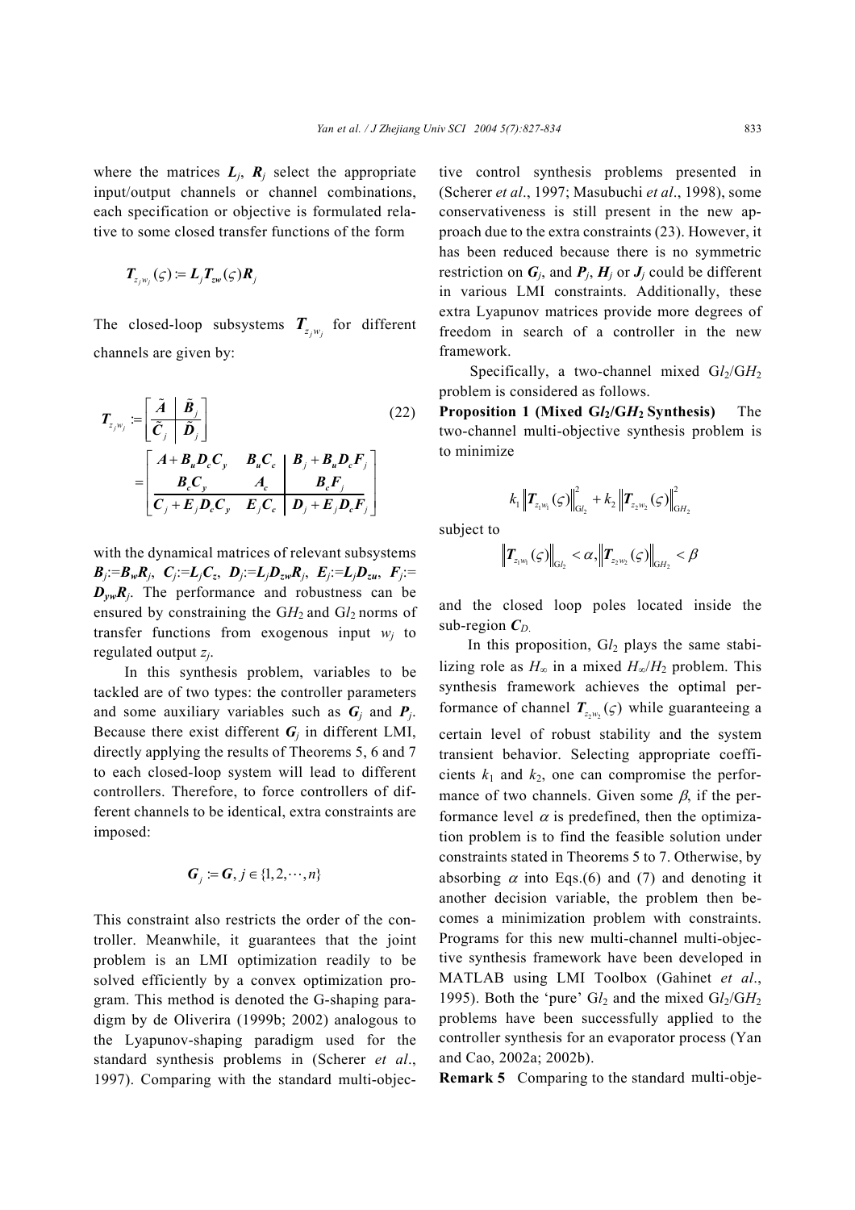where the matrices $\boldsymbol{L}_j$, $\boldsymbol{R}_j$ select the appropriate input/output channels or channel combinations, each specification or objective is formulated relative to some closed transfer functions of the form

$$\boldsymbol{T}_{z_j w_j}(\varsigma) := \boldsymbol{L}_j \boldsymbol{T}_{zw}(\varsigma) \boldsymbol{R}_j$$

The closed-loop subsystems $\boldsymbol{T}_{z_j w_j}$ for different channels are given by:

$$\boldsymbol{T}_{z_j w_j} := \left[\begin{array}{c|c} \tilde{\boldsymbol{A}} & \tilde{\boldsymbol{B}}_j \\ \hline \tilde{\boldsymbol{C}}_j & \tilde{\boldsymbol{D}}_j \end{array}\right] = \left[\begin{array}{cc|c} \boldsymbol{A}+\boldsymbol{B}_u\boldsymbol{D}_c\boldsymbol{C}_y & \boldsymbol{B}_u\boldsymbol{C}_c & \boldsymbol{B}_j+\boldsymbol{B}_u\boldsymbol{D}_c\boldsymbol{F}_j \\ \boldsymbol{B}_c\boldsymbol{C}_y & \boldsymbol{A}_c & \boldsymbol{B}_c\boldsymbol{F}_j \\ \hline \boldsymbol{C}_j+\boldsymbol{E}_j\boldsymbol{D}_c\boldsymbol{C}_y & \boldsymbol{E}_j\boldsymbol{C}_c & \boldsymbol{D}_j+\boldsymbol{E}_j\boldsymbol{D}_c\boldsymbol{F}_j \end{array}\right] \tag{22}$$

with the dynamical matrices of relevant subsystems $\boldsymbol{B}_j$:=$\boldsymbol{B}_w\boldsymbol{R}_j$, $\boldsymbol{C}_j$:=$\boldsymbol{L}_j\boldsymbol{C}_z$, $\boldsymbol{D}_j$:=$\boldsymbol{L}_j\boldsymbol{D}_{zw}\boldsymbol{R}_j$, $\boldsymbol{E}_j$:=$\boldsymbol{L}_j\boldsymbol{D}_{zu}$, $\boldsymbol{F}_j$:=$\boldsymbol{D}_{yw}\boldsymbol{R}_j$. The performance and robustness can be ensured by constraining the G$H_2$ and G$l_2$ norms of transfer functions from exogenous input $w_j$ to regulated output $z_j$.

In this synthesis problem, variables to be tackled are of two types: the controller parameters and some auxiliary variables such as $\boldsymbol{G}_j$ and $\boldsymbol{P}_j$. Because there exist different $\boldsymbol{G}_j$ in different LMI, directly applying the results of Theorems 5, 6 and 7 to each closed-loop system will lead to different controllers. Therefore, to force controllers of different channels to be identical, extra constraints are imposed:

$$\boldsymbol{G}_j := \boldsymbol{G}, j \in \{1, 2, \cdots, n\}$$

This constraint also restricts the order of the controller. Meanwhile, it guarantees that the joint problem is an LMI optimization readily to be solved efficiently by a convex optimization program. This method is denoted the G-shaping paradigm by de Oliverira (1999b; 2002) analogous to the Lyapunov-shaping paradigm used for the standard synthesis problems in (Scherer *et al*., 1997). Comparing with the standard multi-objective control synthesis problems presented in (Scherer *et al*., 1997; Masubuchi *et al*., 1998), some conservativeness is still present in the new approach due to the extra constraints (23). However, it has been reduced because there is no symmetric restriction on $\boldsymbol{G}_j$, and $\boldsymbol{P}_j$, $\boldsymbol{H}_j$ or $\boldsymbol{J}_j$ could be different in various LMI constraints. Additionally, these extra Lyapunov matrices provide more degrees of freedom in search of a controller in the new framework.

Specifically, a two-channel mixed G$l_2$/G$H_2$ problem is considered as follows.

**Proposition 1 (Mixed G$l_2$/G$H_2$ Synthesis)** The two-channel multi-objective synthesis problem is to minimize

$$k_1 \left\| \boldsymbol{T}_{z_1 w_1}(\varsigma) \right\|_{\mathrm{G}l_2}^2 + k_2 \left\| \boldsymbol{T}_{z_2 w_2}(\varsigma) \right\|_{\mathrm{G}H_2}^2$$

subject to

$$\left\| \boldsymbol{T}_{z_1 w_1}(\varsigma) \right\|_{\mathrm{G}l_2} < \alpha, \left\| \boldsymbol{T}_{z_2 w_2}(\varsigma) \right\|_{\mathrm{G}H_2} < \beta$$

and the closed loop poles located inside the sub-region $\boldsymbol{C}_D$.

In this proposition, G$l_2$ plays the same stabilizing role as $H_\infty$ in a mixed $H_\infty/H_2$ problem. This synthesis framework achieves the optimal performance of channel $\boldsymbol{T}_{z_2 w_2}(\varsigma)$ while guaranteeing a certain level of robust stability and the system transient behavior. Selecting appropriate coefficients $k_1$ and $k_2$, one can compromise the performance of two channels. Given some $\beta$, if the performance level $\alpha$ is predefined, then the optimization problem is to find the feasible solution under constraints stated in Theorems 5 to 7. Otherwise, by absorbing $\alpha$ into Eqs.(6) and (7) and denoting it another decision variable, the problem then becomes a minimization problem with constraints. Programs for this new multi-channel multi-objective synthesis framework have been developed in MATLAB using LMI Toolbox (Gahinet *et al*., 1995). Both the 'pure' G$l_2$ and the mixed G$l_2$/G$H_2$ problems have been successfully applied to the controller synthesis for an evaporator process (Yan and Cao, 2002a; 2002b).

**Remark 5** Comparing to the standard multi-obje-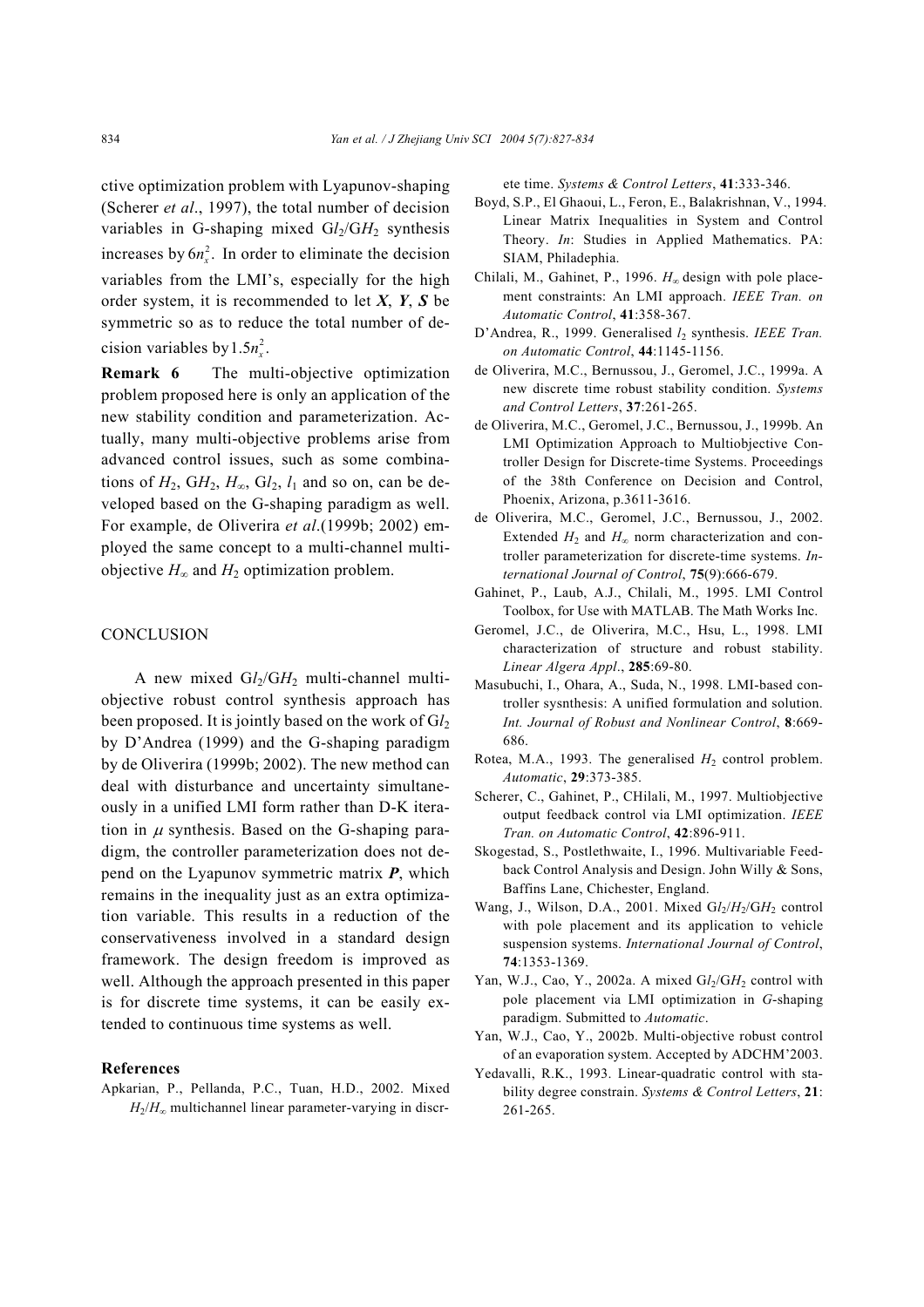ctive optimization problem with Lyapunov-shaping (Scherer *et al*., 1997), the total number of decision variables in G-shaping mixed $Gl_2$/$GH_2$ synthesis increases by $6n_x^2$. In order to eliminate the decision variables from the LMI's, especially for the high order system, it is recommended to let $\boldsymbol{X}$, $\boldsymbol{Y}$, $\boldsymbol{S}$ be symmetric so as to reduce the total number of decision variables by $1.5n_x^2$.

**Remark 6** The multi-objective optimization problem proposed here is only an application of the new stability condition and parameterization. Actually, many multi-objective problems arise from advanced control issues, such as some combinations of $H_2$, $GH_2$, $H_\infty$, $Gl_2$, $l_1$ and so on, can be developed based on the G-shaping paradigm as well. For example, de Oliverira *et al*.(1999b; 2002) employed the same concept to a multi-channel multi-objective $H_\infty$ and $H_2$ optimization problem.

## CONCLUSION

A new mixed $Gl_2$/$GH_2$ multi-channel multi-objective robust control synthesis approach has been proposed. It is jointly based on the work of $Gl_2$ by D'Andrea (1999) and the G-shaping paradigm by de Oliverira (1999b; 2002). The new method can deal with disturbance and uncertainty simultaneously in a unified LMI form rather than D-K iteration in $\mu$ synthesis. Based on the G-shaping paradigm, the controller parameterization does not depend on the Lyapunov symmetric matrix $\boldsymbol{P}$, which remains in the inequality just as an extra optimization variable. This results in a reduction of the conservativeness involved in a standard design framework. The design freedom is improved as well. Although the approach presented in this paper is for discrete time systems, it can be easily extended to continuous time systems as well.

## References

Apkarian, P., Pellanda, P.C., Tuan, H.D., 2002. Mixed $H_2$/$H_\infty$ multichannel linear parameter-varying in discrete time. *Systems & Control Letters*, **41**:333-346.

Boyd, S.P., El Ghaoui, L., Feron, E., Balakrishnan, V., 1994. Linear Matrix Inequalities in System and Control Theory. *In*: Studies in Applied Mathematics. PA: SIAM, Philadephia.

Chilali, M., Gahinet, P., 1996. $H_\infty$ design with pole placement constraints: An LMI approach. *IEEE Tran. on Automatic Control*, **41**:358-367.

D'Andrea, R., 1999. Generalised $l_2$ synthesis. *IEEE Tran. on Automatic Control*, **44**:1145-1156.

de Oliverira, M.C., Bernussou, J., Geromel, J.C., 1999a. A new discrete time robust stability condition. *Systems and Control Letters*, **37**:261-265.

de Oliverira, M.C., Geromel, J.C., Bernussou, J., 1999b. An LMI Optimization Approach to Multiobjective Controller Design for Discrete-time Systems. Proceedings of the 38th Conference on Decision and Control, Phoenix, Arizona, p.3611-3616.

de Oliverira, M.C., Geromel, J.C., Bernussou, J., 2002. Extended $H_2$ and $H_\infty$ norm characterization and controller parameterization for discrete-time systems. *International Journal of Control*, **75**(9):666-679.

Gahinet, P., Laub, A.J., Chilali, M., 1995. LMI Control Toolbox, for Use with MATLAB. The Math Works Inc.

Geromel, J.C., de Oliverira, M.C., Hsu, L., 1998. LMI characterization of structure and robust stability. *Linear Algera Appl*., **285**:69-80.

Masubuchi, I., Ohara, A., Suda, N., 1998. LMI-based controller sysnthesis: A unified formulation and solution. *Int. Journal of Robust and Nonlinear Control*, **8**:669-686.

Rotea, M.A., 1993. The generalised $H_2$ control problem. *Automatic*, **29**:373-385.

Scherer, C., Gahinet, P., CHilali, M., 1997. Multiobjective output feedback control via LMI optimization. *IEEE Tran. on Automatic Control*, **42**:896-911.

Skogestad, S., Postlethwaite, I., 1996. Multivariable Feedback Control Analysis and Design. John Willy & Sons, Baffins Lane, Chichester, England.

Wang, J., Wilson, D.A., 2001. Mixed $Gl_2$/$H_2$/$GH_2$ control with pole placement and its application to vehicle suspension systems. *International Journal of Control*, **74**:1353-1369.

Yan, W.J., Cao, Y., 2002a. A mixed $Gl_2$/$GH_2$ control with pole placement via LMI optimization in *G*-shaping paradigm. Submitted to *Automatic*.

Yan, W.J., Cao, Y., 2002b. Multi-objective robust control of an evaporation system. Accepted by ADCHM'2003.

Yedavalli, R.K., 1993. Linear-quadratic control with stability degree constrain. *Systems & Control Letters*, **21**:261-265.